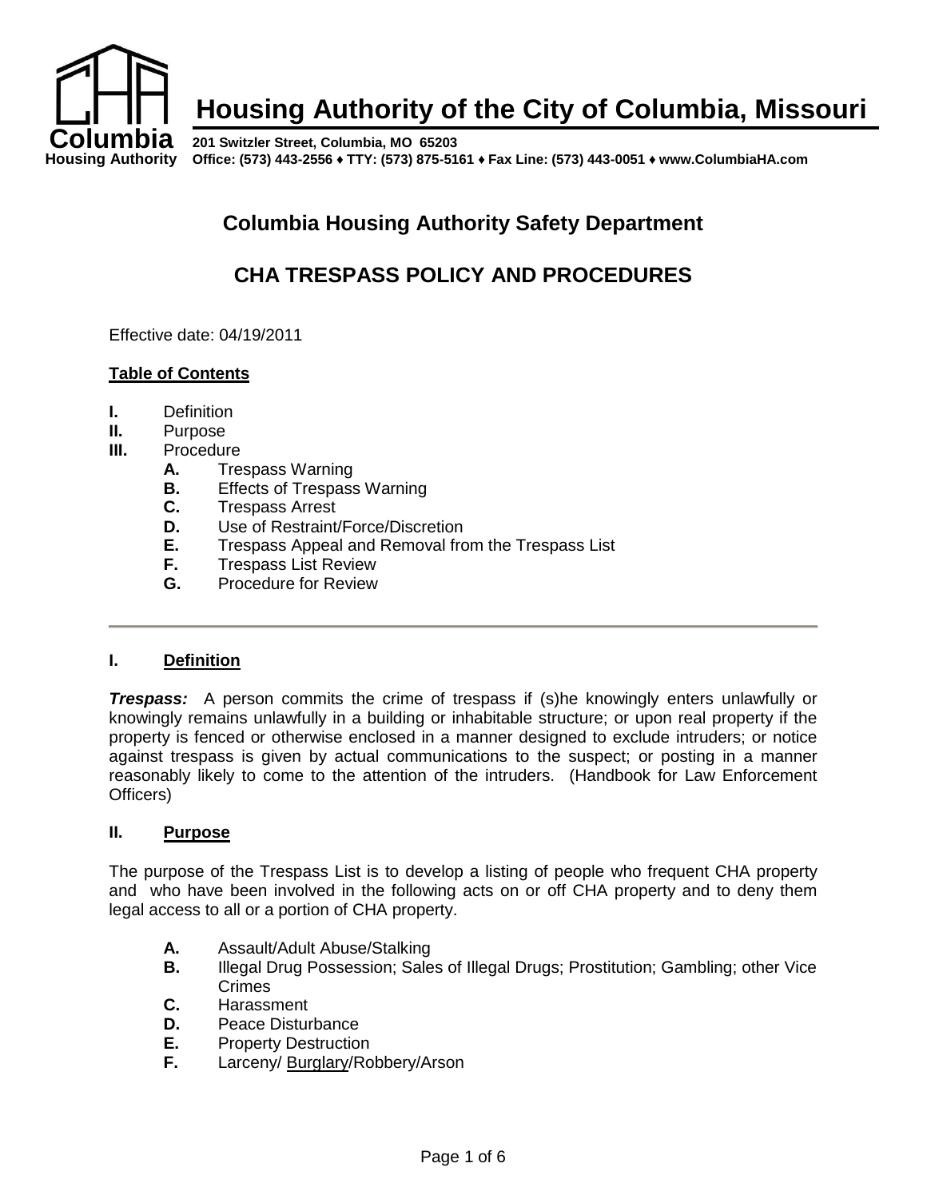# Housing Authority of the City of Columbia, Missouri

**Columbia Housing Authority**

**201 Switzler Street, Columbia, MO 65203**
**Office: (573) 443-2556 ♦ TTY: (573) 875-5161 ♦ Fax Line: (573) 443-0051 ♦ www.ColumbiaHA.com**

## Columbia Housing Authority Safety Department

## CHA TRESPASS POLICY AND PROCEDURES

Effective date: 04/19/2011

**Table of Contents**

- **I.** Definition
- **II.** Purpose
- **III.** Procedure
  - **A.** Trespass Warning
  - **B.** Effects of Trespass Warning
  - **C.** Trespass Arrest
  - **D.** Use of Restraint/Force/Discretion
  - **E.** Trespass Appeal and Removal from the Trespass List
  - **F.** Trespass List Review
  - **G.** Procedure for Review

---

### I. Definition

***Trespass:*** A person commits the crime of trespass if (s)he knowingly enters unlawfully or knowingly remains unlawfully in a building or inhabitable structure; or upon real property if the property is fenced or otherwise enclosed in a manner designed to exclude intruders; or notice against trespass is given by actual communications to the suspect; or posting in a manner reasonably likely to come to the attention of the intruders. (Handbook for Law Enforcement Officers)

### II. Purpose

The purpose of the Trespass List is to develop a listing of people who frequent CHA property and who have been involved in the following acts on or off CHA property and to deny them legal access to all or a portion of CHA property.

- **A.** Assault/Adult Abuse/Stalking
- **B.** Illegal Drug Possession; Sales of Illegal Drugs; Prostitution; Gambling; other Vice Crimes
- **C.** Harassment
- **D.** Peace Disturbance
- **E.** Property Destruction
- **F.** Larceny/ Burglary/Robbery/Arson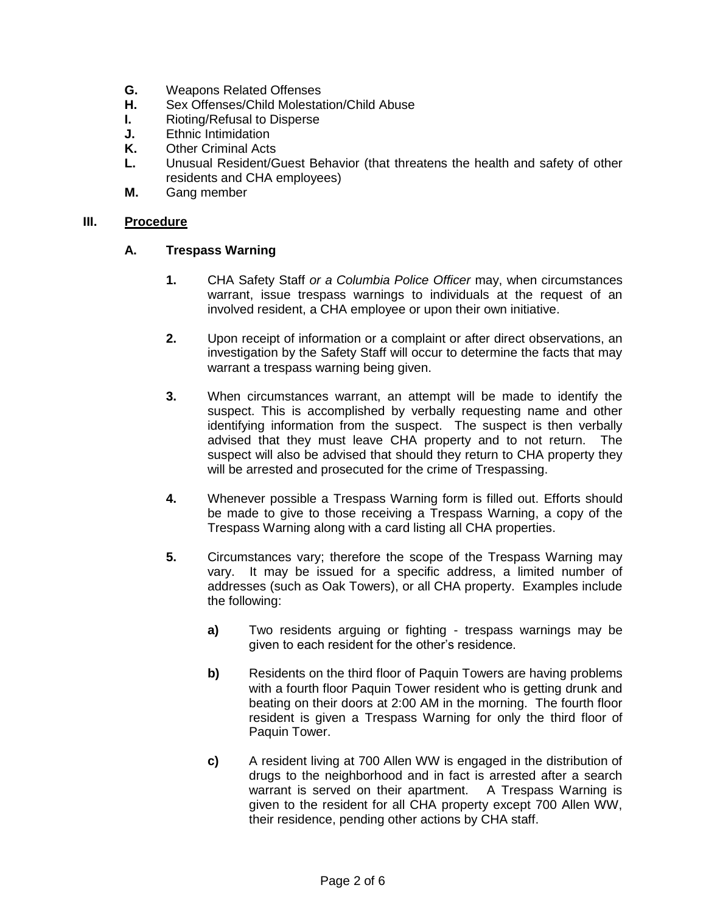- **G.** Weapons Related Offenses
- **H.** Sex Offenses/Child Molestation/Child Abuse
- **I.** Rioting/Refusal to Disperse
- **J.** Ethnic Intimidation
- **K.** Other Criminal Acts
- **L.** Unusual Resident/Guest Behavior (that threatens the health and safety of other residents and CHA employees)
- **M.** Gang member

## III. Procedure

### A. Trespass Warning

**1.** CHA Safety Staff *or a Columbia Police Officer* may, when circumstances warrant, issue trespass warnings to individuals at the request of an involved resident, a CHA employee or upon their own initiative.

**2.** Upon receipt of information or a complaint or after direct observations, an investigation by the Safety Staff will occur to determine the facts that may warrant a trespass warning being given.

**3.** When circumstances warrant, an attempt will be made to identify the suspect. This is accomplished by verbally requesting name and other identifying information from the suspect. The suspect is then verbally advised that they must leave CHA property and to not return. The suspect will also be advised that should they return to CHA property they will be arrested and prosecuted for the crime of Trespassing.

**4.** Whenever possible a Trespass Warning form is filled out. Efforts should be made to give to those receiving a Trespass Warning, a copy of the Trespass Warning along with a card listing all CHA properties.

**5.** Circumstances vary; therefore the scope of the Trespass Warning may vary. It may be issued for a specific address, a limited number of addresses (such as Oak Towers), or all CHA property. Examples include the following:

**a)** Two residents arguing or fighting - trespass warnings may be given to each resident for the other's residence.

**b)** Residents on the third floor of Paquin Towers are having problems with a fourth floor Paquin Tower resident who is getting drunk and beating on their doors at 2:00 AM in the morning. The fourth floor resident is given a Trespass Warning for only the third floor of Paquin Tower.

**c)** A resident living at 700 Allen WW is engaged in the distribution of drugs to the neighborhood and in fact is arrested after a search warrant is served on their apartment. A Trespass Warning is given to the resident for all CHA property except 700 Allen WW, their residence, pending other actions by CHA staff.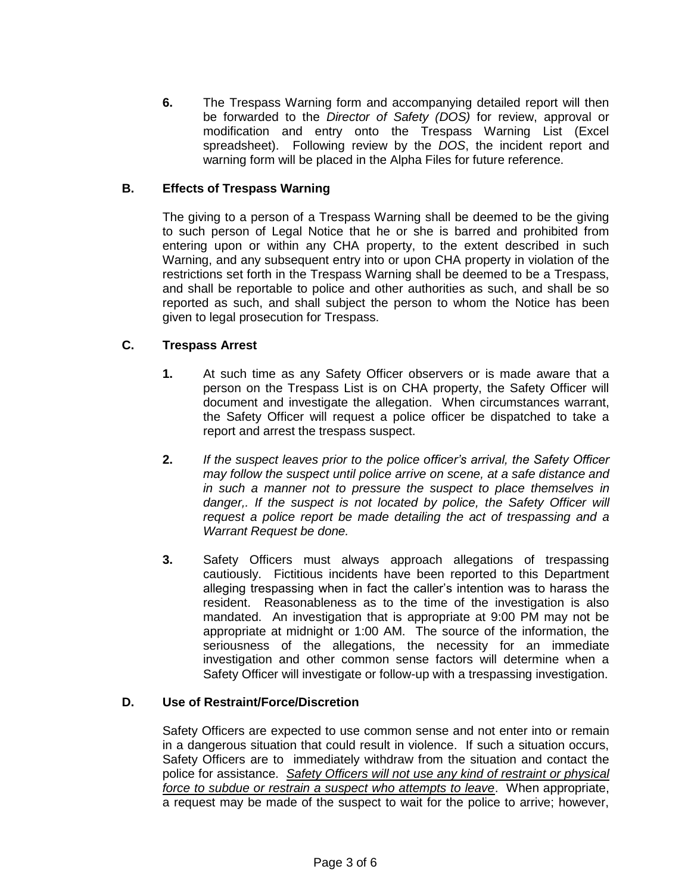**6.** The Trespass Warning form and accompanying detailed report will then be forwarded to the *Director of Safety (DOS)* for review, approval or modification and entry onto the Trespass Warning List (Excel spreadsheet). Following review by the *DOS*, the incident report and warning form will be placed in the Alpha Files for future reference.

### B. Effects of Trespass Warning

The giving to a person of a Trespass Warning shall be deemed to be the giving to such person of Legal Notice that he or she is barred and prohibited from entering upon or within any CHA property, to the extent described in such Warning, and any subsequent entry into or upon CHA property in violation of the restrictions set forth in the Trespass Warning shall be deemed to be a Trespass, and shall be reportable to police and other authorities as such, and shall be so reported as such, and shall subject the person to whom the Notice has been given to legal prosecution for Trespass.

### C. Trespass Arrest

**1.** At such time as any Safety Officer observers or is made aware that a person on the Trespass List is on CHA property, the Safety Officer will document and investigate the allegation. When circumstances warrant, the Safety Officer will request a police officer be dispatched to take a report and arrest the trespass suspect.

**2.** *If the suspect leaves prior to the police officer's arrival, the Safety Officer may follow the suspect until police arrive on scene, at a safe distance and in such a manner not to pressure the suspect to place themselves in danger,. If the suspect is not located by police, the Safety Officer will request a police report be made detailing the act of trespassing and a Warrant Request be done.*

**3.** Safety Officers must always approach allegations of trespassing cautiously. Fictitious incidents have been reported to this Department alleging trespassing when in fact the caller's intention was to harass the resident. Reasonableness as to the time of the investigation is also mandated. An investigation that is appropriate at 9:00 PM may not be appropriate at midnight or 1:00 AM. The source of the information, the seriousness of the allegations, the necessity for an immediate investigation and other common sense factors will determine when a Safety Officer will investigate or follow-up with a trespassing investigation.

### D. Use of Restraint/Force/Discretion

Safety Officers are expected to use common sense and not enter into or remain in a dangerous situation that could result in violence. If such a situation occurs, Safety Officers are to immediately withdraw from the situation and contact the police for assistance. *Safety Officers will not use any kind of restraint or physical force to subdue or restrain a suspect who attempts to leave*. When appropriate, a request may be made of the suspect to wait for the police to arrive; however,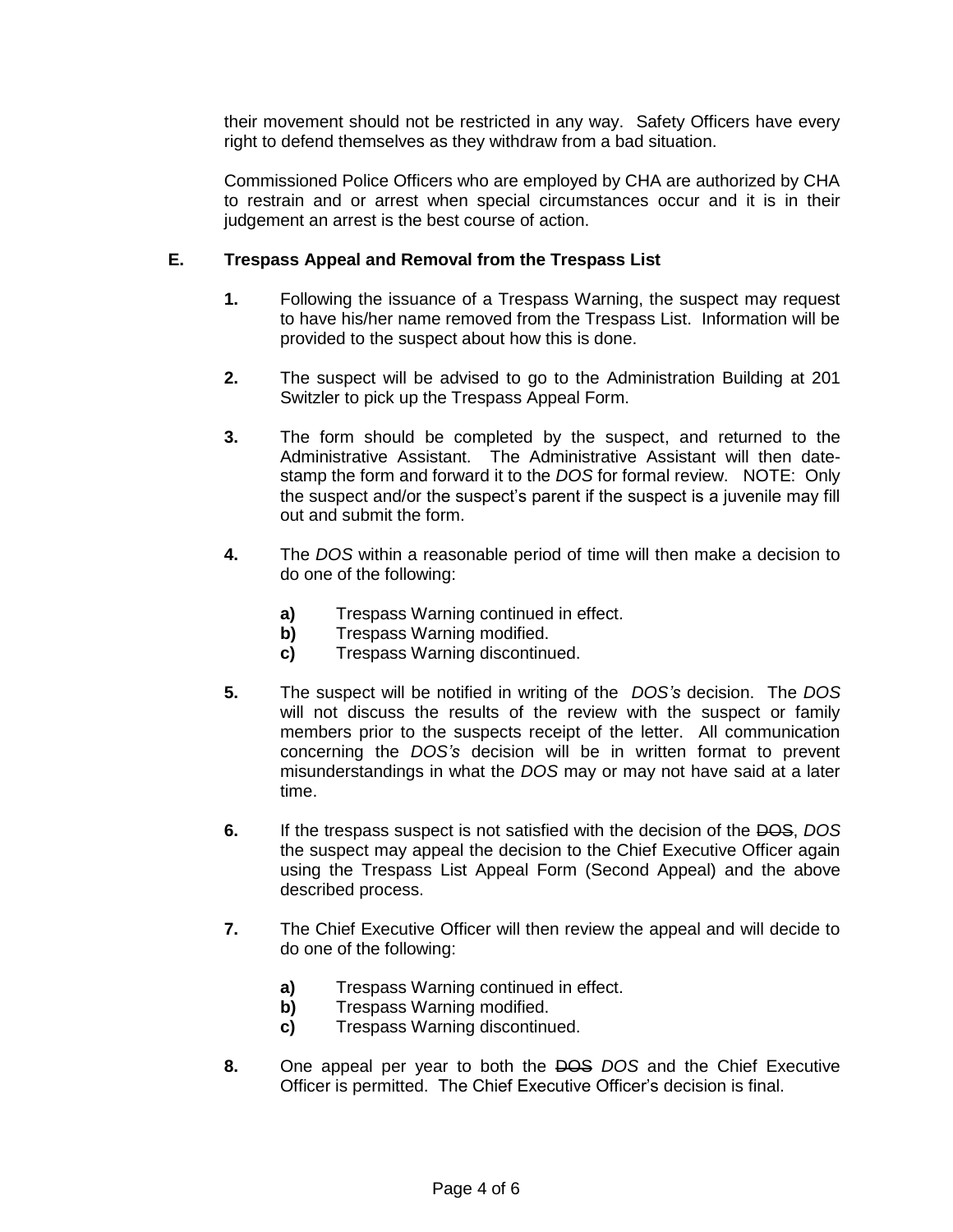their movement should not be restricted in any way. Safety Officers have every right to defend themselves as they withdraw from a bad situation.

Commissioned Police Officers who are employed by CHA are authorized by CHA to restrain and or arrest when special circumstances occur and it is in their judgement an arrest is the best course of action.

**E. Trespass Appeal and Removal from the Trespass List**

**1.** Following the issuance of a Trespass Warning, the suspect may request to have his/her name removed from the Trespass List. Information will be provided to the suspect about how this is done.

**2.** The suspect will be advised to go to the Administration Building at 201 Switzler to pick up the Trespass Appeal Form.

**3.** The form should be completed by the suspect, and returned to the Administrative Assistant. The Administrative Assistant will then date-stamp the form and forward it to the *DOS* for formal review. NOTE: Only the suspect and/or the suspect's parent if the suspect is a juvenile may fill out and submit the form.

**4.** The *DOS* within a reasonable period of time will then make a decision to do one of the following:

- **a)** Trespass Warning continued in effect.
- **b)** Trespass Warning modified.
- **c)** Trespass Warning discontinued.

**5.** The suspect will be notified in writing of the *DOS's* decision. The *DOS* will not discuss the results of the review with the suspect or family members prior to the suspects receipt of the letter. All communication concerning the *DOS's* decision will be in written format to prevent misunderstandings in what the *DOS* may or may not have said at a later time.

**6.** If the trespass suspect is not satisfied with the decision of the ~~DOS~~, *DOS* the suspect may appeal the decision to the Chief Executive Officer again using the Trespass List Appeal Form (Second Appeal) and the above described process.

**7.** The Chief Executive Officer will then review the appeal and will decide to do one of the following:

- **a)** Trespass Warning continued in effect.
- **b)** Trespass Warning modified.
- **c)** Trespass Warning discontinued.

**8.** One appeal per year to both the ~~DOS~~ *DOS* and the Chief Executive Officer is permitted. The Chief Executive Officer's decision is final.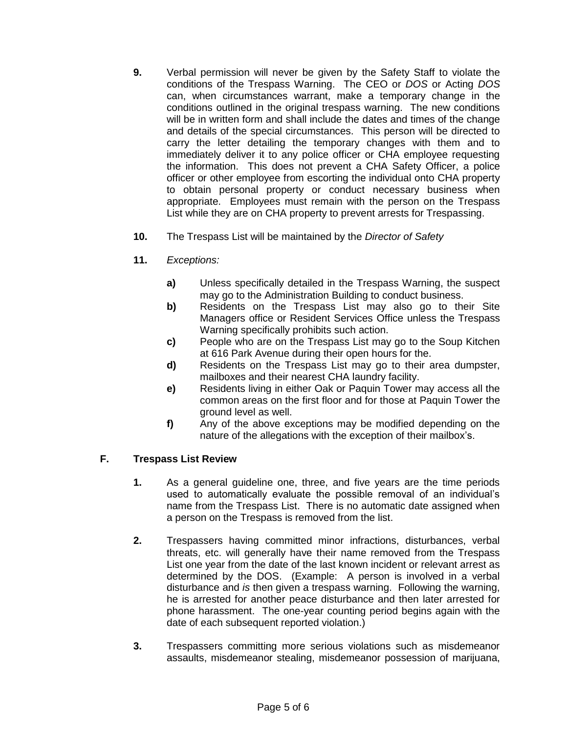**9.** Verbal permission will never be given by the Safety Staff to violate the conditions of the Trespass Warning. The CEO or *DOS* or Acting *DOS* can, when circumstances warrant, make a temporary change in the conditions outlined in the original trespass warning. The new conditions will be in written form and shall include the dates and times of the change and details of the special circumstances. This person will be directed to carry the letter detailing the temporary changes with them and to immediately deliver it to any police officer or CHA employee requesting the information. This does not prevent a CHA Safety Officer, a police officer or other employee from escorting the individual onto CHA property to obtain personal property or conduct necessary business when appropriate. Employees must remain with the person on the Trespass List while they are on CHA property to prevent arrests for Trespassing.

**10.** The Trespass List will be maintained by the *Director of Safety*

**11.** *Exceptions:*

- **a)** Unless specifically detailed in the Trespass Warning, the suspect may go to the Administration Building to conduct business.
- **b)** Residents on the Trespass List may also go to their Site Managers office or Resident Services Office unless the Trespass Warning specifically prohibits such action.
- **c)** People who are on the Trespass List may go to the Soup Kitchen at 616 Park Avenue during their open hours for the.
- **d)** Residents on the Trespass List may go to their area dumpster, mailboxes and their nearest CHA laundry facility.
- **e)** Residents living in either Oak or Paquin Tower may access all the common areas on the first floor and for those at Paquin Tower the ground level as well.
- **f)** Any of the above exceptions may be modified depending on the nature of the allegations with the exception of their mailbox's.

## F. Trespass List Review

**1.** As a general guideline one, three, and five years are the time periods used to automatically evaluate the possible removal of an individual's name from the Trespass List. There is no automatic date assigned when a person on the Trespass is removed from the list.

**2.** Trespassers having committed minor infractions, disturbances, verbal threats, etc. will generally have their name removed from the Trespass List one year from the date of the last known incident or relevant arrest as determined by the DOS. (Example: A person is involved in a verbal disturbance and *is* then given a trespass warning. Following the warning, he is arrested for another peace disturbance and then later arrested for phone harassment. The one-year counting period begins again with the date of each subsequent reported violation.)

**3.** Trespassers committing more serious violations such as misdemeanor assaults, misdemeanor stealing, misdemeanor possession of marijuana,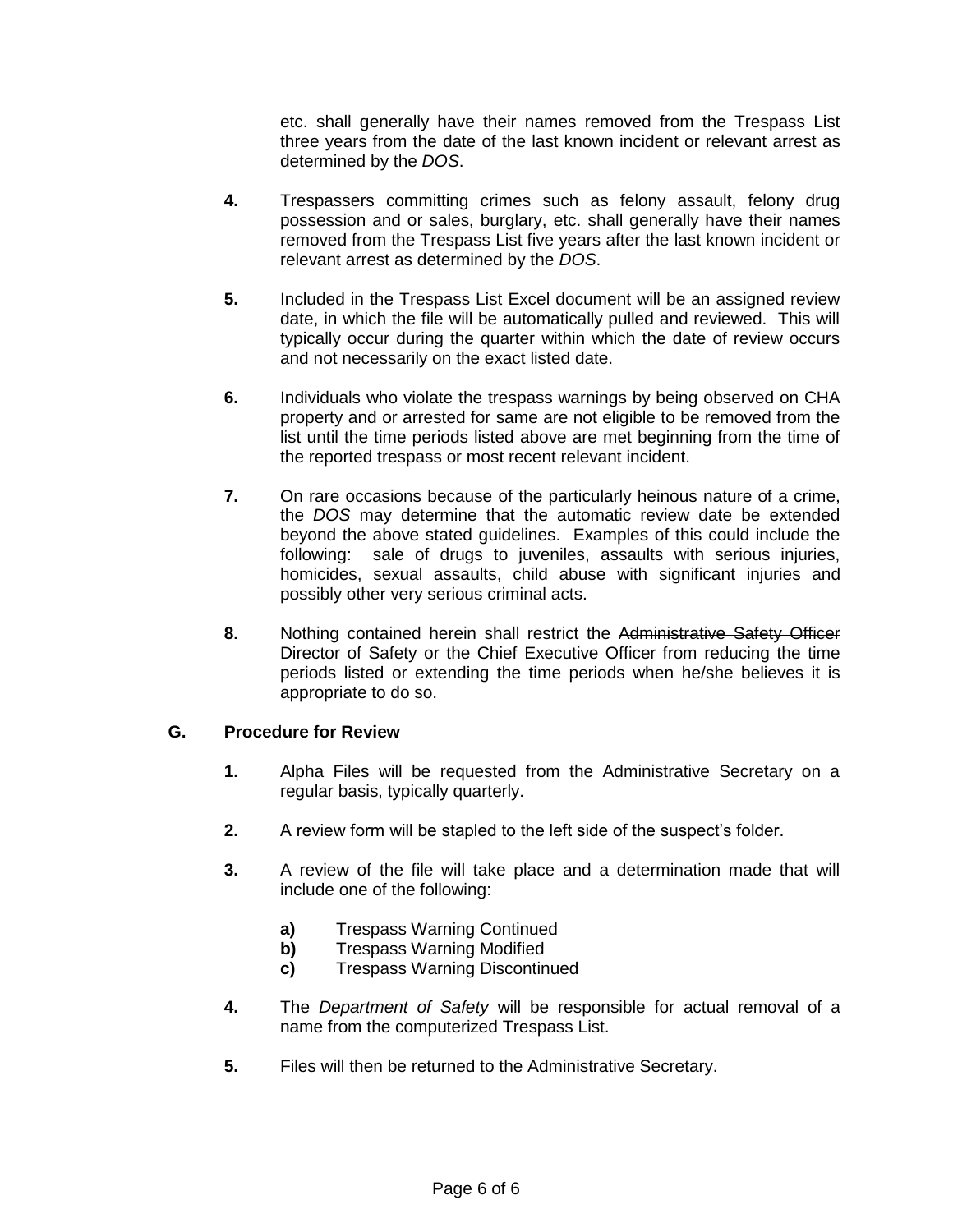etc. shall generally have their names removed from the Trespass List three years from the date of the last known incident or relevant arrest as determined by the *DOS*.

**4.** Trespassers committing crimes such as felony assault, felony drug possession and or sales, burglary, etc. shall generally have their names removed from the Trespass List five years after the last known incident or relevant arrest as determined by the *DOS*.

**5.** Included in the Trespass List Excel document will be an assigned review date, in which the file will be automatically pulled and reviewed. This will typically occur during the quarter within which the date of review occurs and not necessarily on the exact listed date.

**6.** Individuals who violate the trespass warnings by being observed on CHA property and or arrested for same are not eligible to be removed from the list until the time periods listed above are met beginning from the time of the reported trespass or most recent relevant incident.

**7.** On rare occasions because of the particularly heinous nature of a crime, the *DOS* may determine that the automatic review date be extended beyond the above stated guidelines. Examples of this could include the following: sale of drugs to juveniles, assaults with serious injuries, homicides, sexual assaults, child abuse with significant injuries and possibly other very serious criminal acts.

**8.** Nothing contained herein shall restrict the ~~Administrative Safety Officer~~ Director of Safety or the Chief Executive Officer from reducing the time periods listed or extending the time periods when he/she believes it is appropriate to do so.

**G. Procedure for Review**

**1.** Alpha Files will be requested from the Administrative Secretary on a regular basis, typically quarterly.

**2.** A review form will be stapled to the left side of the suspect's folder.

**3.** A review of the file will take place and a determination made that will include one of the following:

- **a)** Trespass Warning Continued
- **b)** Trespass Warning Modified
- **c)** Trespass Warning Discontinued

**4.** The *Department of Safety* will be responsible for actual removal of a name from the computerized Trespass List.

**5.** Files will then be returned to the Administrative Secretary.